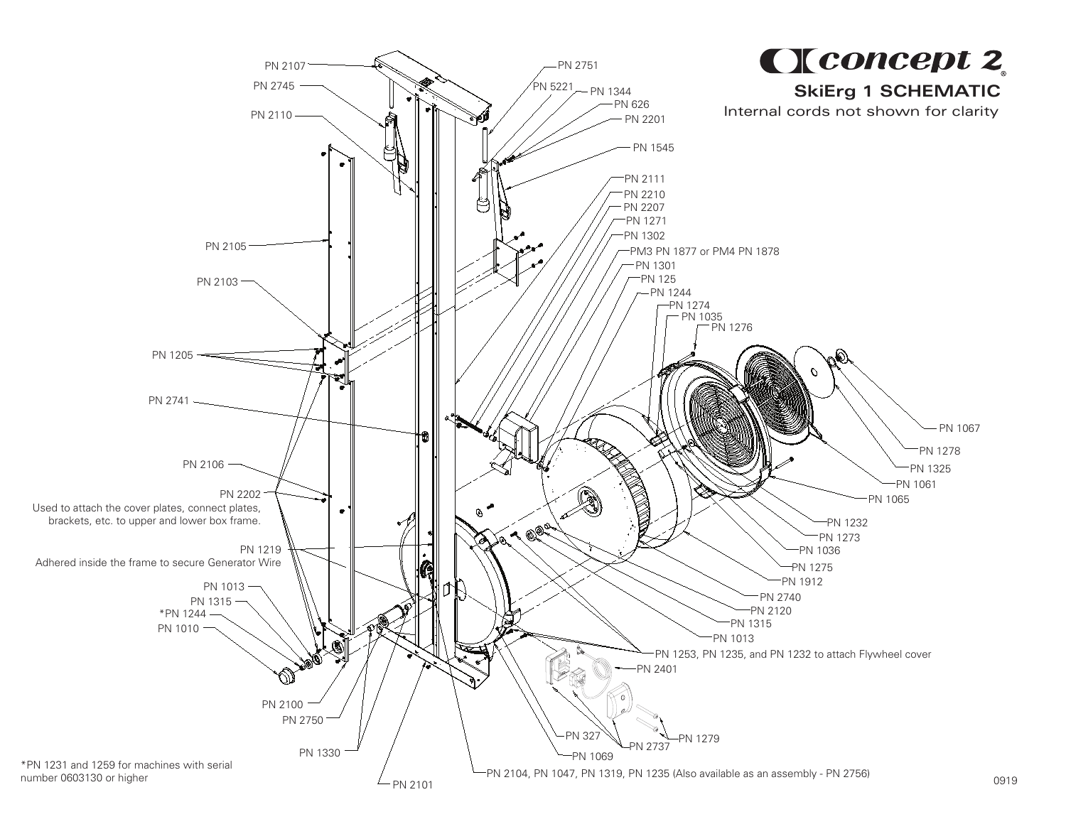# concept 2

## SkiErg 1 SCHEMATIC

Internal cords not shown for clarity

PN 2107
PN 2745
PN 2110
PN 2105
PN 2103
PN 1205
PN 2741
PN 2106
PN 2202
Used to attach the cover plates, connect plates, brackets, etc. to upper and lower box frame.
PN 1219
Adhered inside the frame to secure Generator Wire
PN 1013
PN 1315
*PN 1244
PN 1010
PN 2100
PN 2750
PN 1330
PN 2101

PN 2751
PN 5221
PN 1344
PN 626
PN 2201
PN 1545
PN 2111
PN 2210
PN 2207
PN 1271
PN 1302
PM3 PN 1877 or PM4 PN 1878
PN 1301
PN 125
PN 1244
PN 1274
PN 1035
PN 1276

PN 1067
PN 1278
PN 1325
PN 1061
PN 1065
PN 1232
PN 1273
PN 1036
PN 1275
PN 1912
PN 2740
PN 2120
PN 1315
PN 1013
PN 1253, PN 1235, and PN 1232 to attach Flywheel cover
PN 2401
PN 327
PN 2737
PN 1279
PN 1069
PN 2104, PN 1047, PN 1319, PN 1235 (Also available as an assembly - PN 2756)

*PN 1231 and 1259 for machines with serial number 0603130 or higher

0919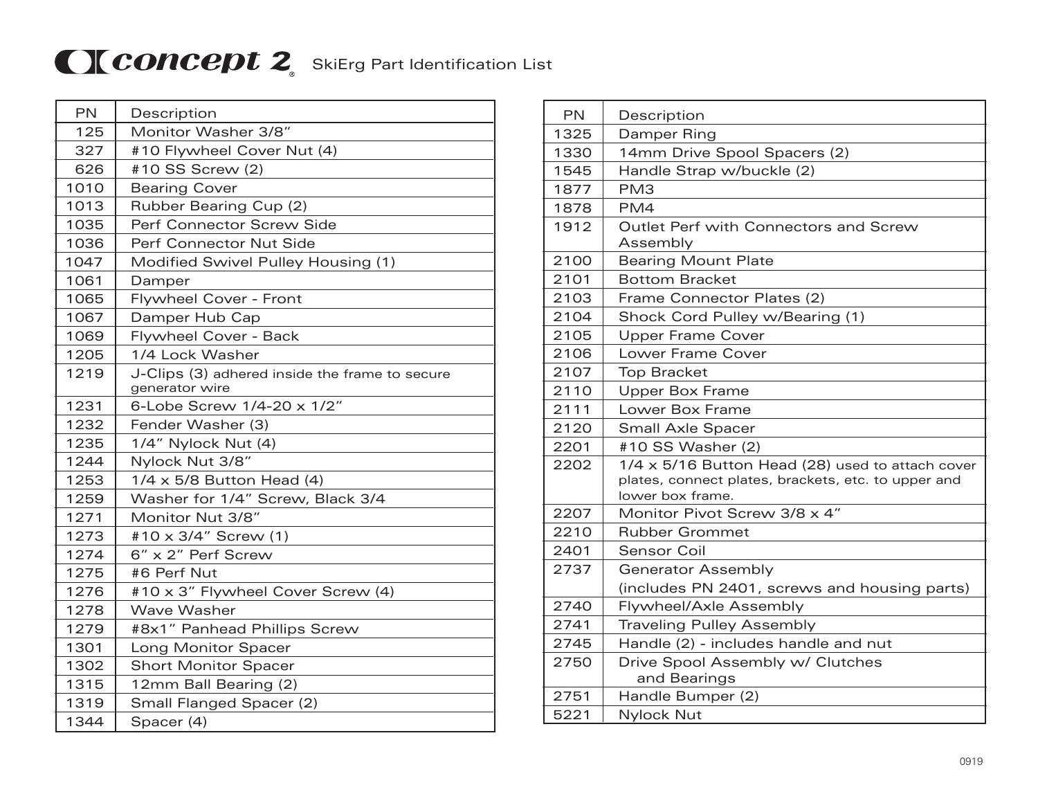# Concept 2 SkiErg Part Identification List

| PN | Description |
|---|---|
| 125 | Monitor Washer 3/8" |
| 327 | #10 Flywheel Cover Nut (4) |
| 626 | #10 SS Screw (2) |
| 1010 | Bearing Cover |
| 1013 | Rubber Bearing Cup (2) |
| 1035 | Perf Connector Screw Side |
| 1036 | Perf Connector Nut Side |
| 1047 | Modified Swivel Pulley Housing (1) |
| 1061 | Damper |
| 1065 | Flywheel Cover - Front |
| 1067 | Damper Hub Cap |
| 1069 | Flywheel Cover - Back |
| 1205 | 1/4 Lock Washer |
| 1219 | J-Clips (3) adhered inside the frame to secure generator wire |
| 1231 | 6-Lobe Screw 1/4-20 x 1/2" |
| 1232 | Fender Washer (3) |
| 1235 | 1/4" Nylock Nut (4) |
| 1244 | Nylock Nut 3/8" |
| 1253 | 1/4 x 5/8 Button Head (4) |
| 1259 | Washer for 1/4" Screw, Black 3/4 |
| 1271 | Monitor Nut 3/8" |
| 1273 | #10 x 3/4" Screw (1) |
| 1274 | 6" x 2" Perf Screw |
| 1275 | #6 Perf Nut |
| 1276 | #10 x 3" Flywheel Cover Screw (4) |
| 1278 | Wave Washer |
| 1279 | #8x1" Panhead Phillips Screw |
| 1301 | Long Monitor Spacer |
| 1302 | Short Monitor Spacer |
| 1315 | 12mm Ball Bearing (2) |
| 1319 | Small Flanged Spacer (2) |
| 1344 | Spacer (4) |

| PN | Description |
|---|---|
| 1325 | Damper Ring |
| 1330 | 14mm Drive Spool Spacers (2) |
| 1545 | Handle Strap w/buckle (2) |
| 1877 | PM3 |
| 1878 | PM4 |
| 1912 | Outlet Perf with Connectors and Screw Assembly |
| 2100 | Bearing Mount Plate |
| 2101 | Bottom Bracket |
| 2103 | Frame Connector Plates (2) |
| 2104 | Shock Cord Pulley w/Bearing (1) |
| 2105 | Upper Frame Cover |
| 2106 | Lower Frame Cover |
| 2107 | Top Bracket |
| 2110 | Upper Box Frame |
| 2111 | Lower Box Frame |
| 2120 | Small Axle Spacer |
| 2201 | #10 SS Washer (2) |
| 2202 | 1/4 x 5/16 Button Head (28) used to attach cover plates, connect plates, brackets, etc. to upper and lower box frame. |
| 2207 | Monitor Pivot Screw 3/8 x 4" |
| 2210 | Rubber Grommet |
| 2401 | Sensor Coil |
| 2737 | Generator Assembly (includes PN 2401, screws and housing parts) |
| 2740 | Flywheel/Axle Assembly |
| 2741 | Traveling Pulley Assembly |
| 2745 | Handle (2) - includes handle and nut |
| 2750 | Drive Spool Assembly w/ Clutches and Bearings |
| 2751 | Handle Bumper (2) |
| 5221 | Nylock Nut |

0919